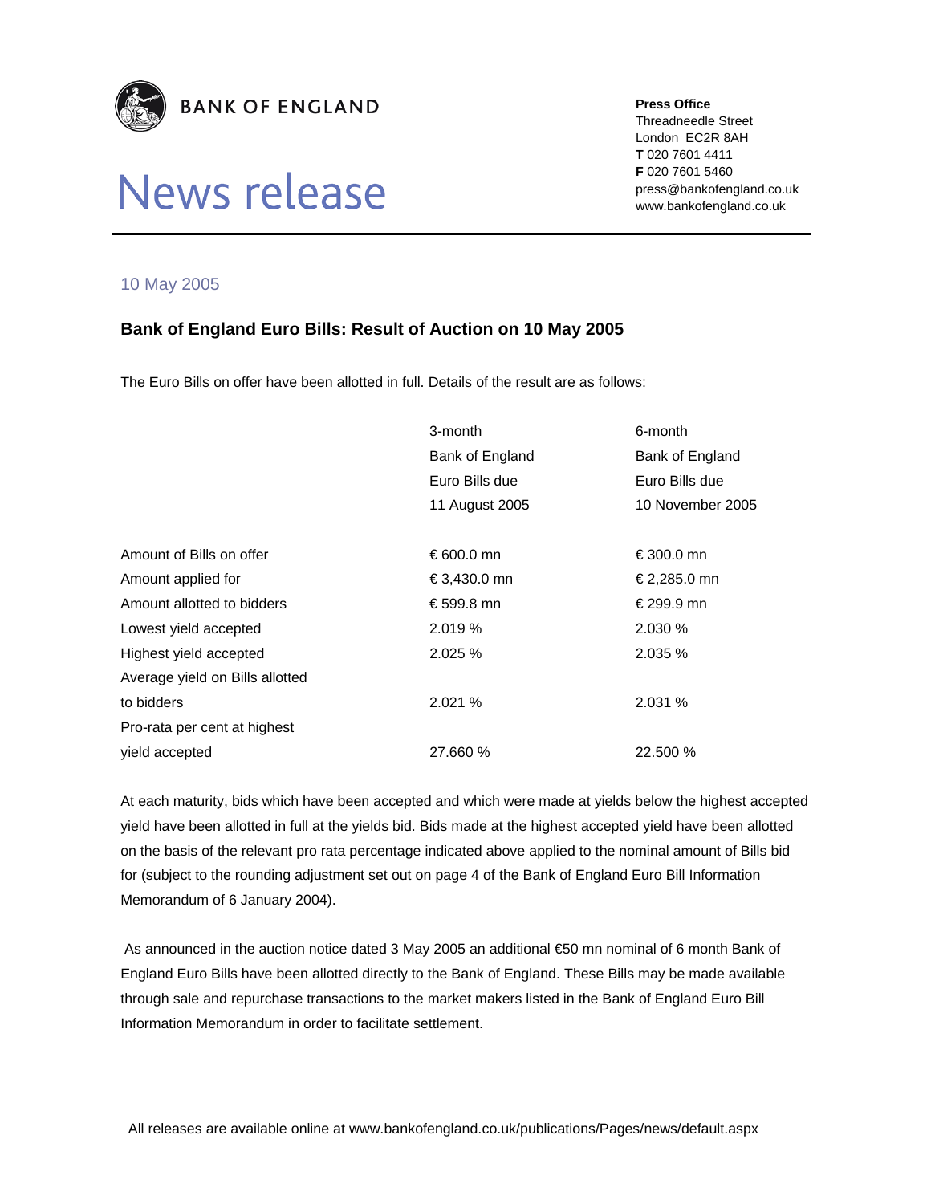**BANK OF ENGLAND**

# News release

**Press Office**
Threadneedle Street
London EC2R 8AH
**T** 020 7601 4411
**F** 020 7601 5460
press@bankofengland.co.uk
www.bankofengland.co.uk

10 May 2005

## Bank of England Euro Bills: Result of Auction on 10 May 2005

The Euro Bills on offer have been allotted in full. Details of the result are as follows:

| | 3-month Bank of England Euro Bills due 11 August 2005 | 6-month Bank of England Euro Bills due 10 November 2005 |
|---|---|---|
| Amount of Bills on offer | € 600.0 mn | € 300.0 mn |
| Amount applied for | € 3,430.0 mn | € 2,285.0 mn |
| Amount allotted to bidders | € 599.8 mn | € 299.9 mn |
| Lowest yield accepted | 2.019 % | 2.030 % |
| Highest yield accepted | 2.025 % | 2.035 % |
| Average yield on Bills allotted to bidders | 2.021 % | 2.031 % |
| Pro-rata per cent at highest yield accepted | 27.660 % | 22.500 % |

At each maturity, bids which have been accepted and which were made at yields below the highest accepted yield have been allotted in full at the yields bid. Bids made at the highest accepted yield have been allotted on the basis of the relevant pro rata percentage indicated above applied to the nominal amount of Bills bid for (subject to the rounding adjustment set out on page 4 of the Bank of England Euro Bill Information Memorandum of 6 January 2004).

As announced in the auction notice dated 3 May 2005 an additional €50 mn nominal of 6 month Bank of England Euro Bills have been allotted directly to the Bank of England. These Bills may be made available through sale and repurchase transactions to the market makers listed in the Bank of England Euro Bill Information Memorandum in order to facilitate settlement.

All releases are available online at www.bankofengland.co.uk/publications/Pages/news/default.aspx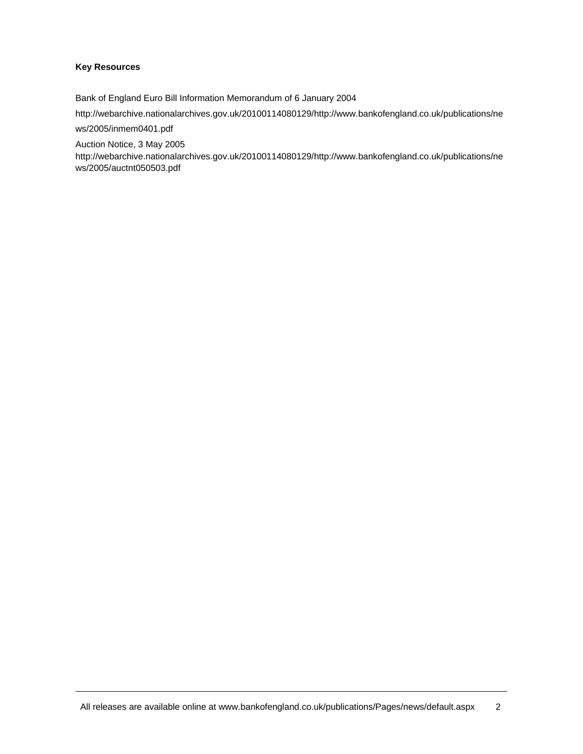**Key Resources**

Bank of England Euro Bill Information Memorandum of 6 January 2004

http://webarchive.nationalarchives.gov.uk/20100114080129/http://www.bankofengland.co.uk/publications/news/2005/inmem0401.pdf

Auction Notice, 3 May 2005

http://webarchive.nationalarchives.gov.uk/20100114080129/http://www.bankofengland.co.uk/publications/news/2005/auctnt050503.pdf